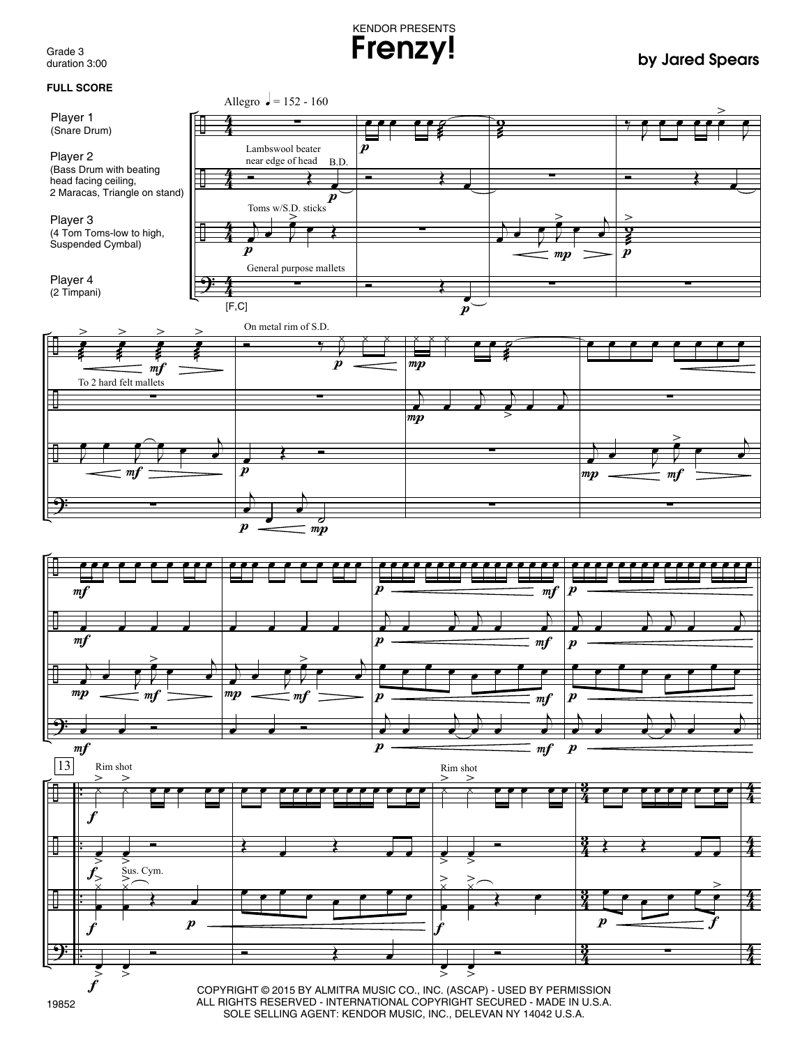KENDOR PRESENTS

# Frenzy!

Grade 3
duration 3:00

**by Jared Spears**

**FULL SCORE**

Player 1
(Snare Drum)

Player 2
(Bass Drum with beating head facing ceiling, 2 Maracas, Triangle on stand)

Player 3
(4 Tom Toms-low to high, Suspended Cymbal)

Player 4
(2 Timpani)

Allegro ♩ = 152 - 160

Lambswool beater near edge of head

B.D.

Toms w/S.D. sticks

General purpose mallets

[F,C]

To 2 hard felt mallets

On metal rim of S.D.

Rim shot

Sus. Cym.

COPYRIGHT © 2015 BY ALMITRA MUSIC CO., INC. (ASCAP) - USED BY PERMISSION
ALL RIGHTS RESERVED - INTERNATIONAL COPYRIGHT SECURED - MADE IN U.S.A.
SOLE SELLING AGENT: KENDOR MUSIC, INC., DELEVAN NY 14042 U.S.A.

19852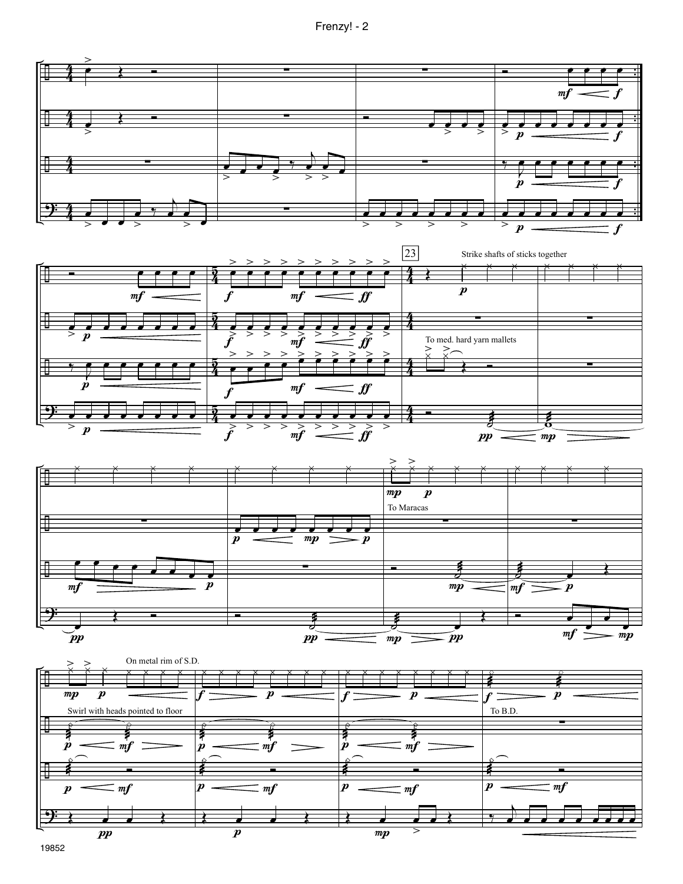23

Strike shafts of sticks together

To med. hard yarn mallets

To Maracas

On metal rim of S.D.

Swirl with heads pointed to floor

To B.D.